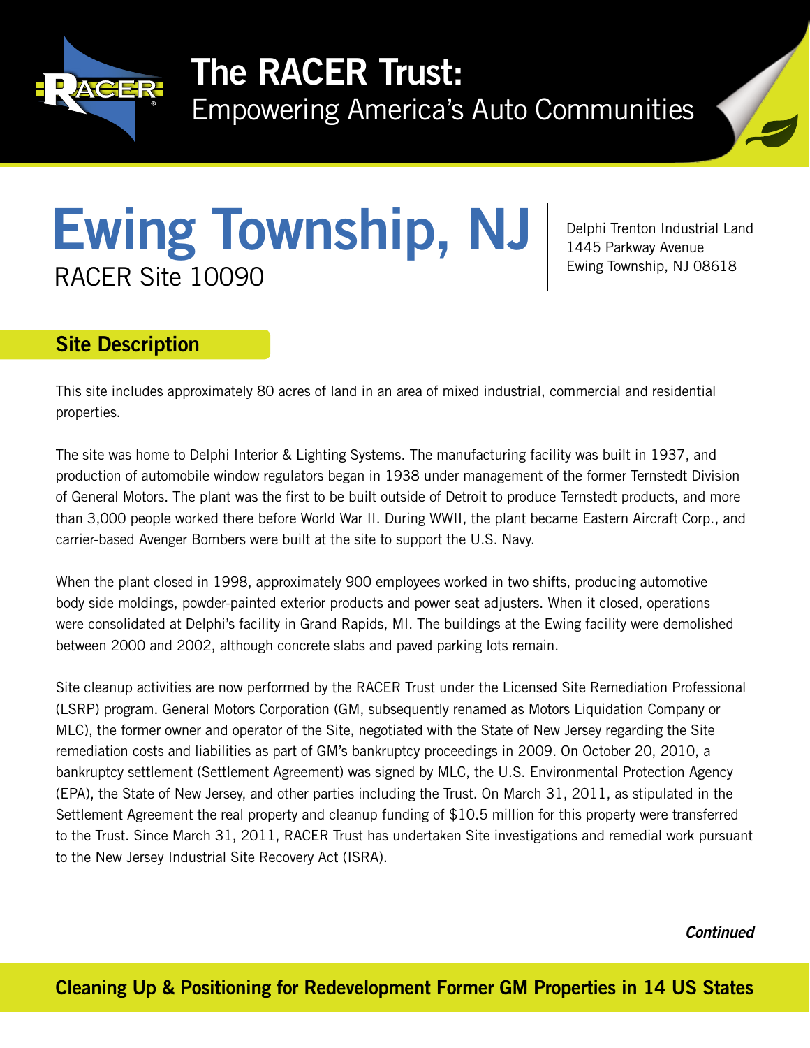# The RACER Trust:
Empowering America's Auto Communities

# Ewing Township, NJ
RACER Site 10090

Delphi Trenton Industrial Land
1445 Parkway Avenue
Ewing Township, NJ 08618

## Site Description

This site includes approximately 80 acres of land in an area of mixed industrial, commercial and residential properties.

The site was home to Delphi Interior & Lighting Systems. The manufacturing facility was built in 1937, and production of automobile window regulators began in 1938 under management of the former Ternstedt Division of General Motors. The plant was the first to be built outside of Detroit to produce Ternstedt products, and more than 3,000 people worked there before World War II. During WWII, the plant became Eastern Aircraft Corp., and carrier-based Avenger Bombers were built at the site to support the U.S. Navy.

When the plant closed in 1998, approximately 900 employees worked in two shifts, producing automotive body side moldings, powder-painted exterior products and power seat adjusters. When it closed, operations were consolidated at Delphi's facility in Grand Rapids, MI. The buildings at the Ewing facility were demolished between 2000 and 2002, although concrete slabs and paved parking lots remain.

Site cleanup activities are now performed by the RACER Trust under the Licensed Site Remediation Professional (LSRP) program. General Motors Corporation (GM, subsequently renamed as Motors Liquidation Company or MLC), the former owner and operator of the Site, negotiated with the State of New Jersey regarding the Site remediation costs and liabilities as part of GM's bankruptcy proceedings in 2009. On October 20, 2010, a bankruptcy settlement (Settlement Agreement) was signed by MLC, the U.S. Environmental Protection Agency (EPA), the State of New Jersey, and other parties including the Trust. On March 31, 2011, as stipulated in the Settlement Agreement the real property and cleanup funding of $10.5 million for this property were transferred to the Trust. Since March 31, 2011, RACER Trust has undertaken Site investigations and remedial work pursuant to the New Jersey Industrial Site Recovery Act (ISRA).

***Continued***

**Cleaning Up & Positioning for Redevelopment Former GM Properties in 14 US States**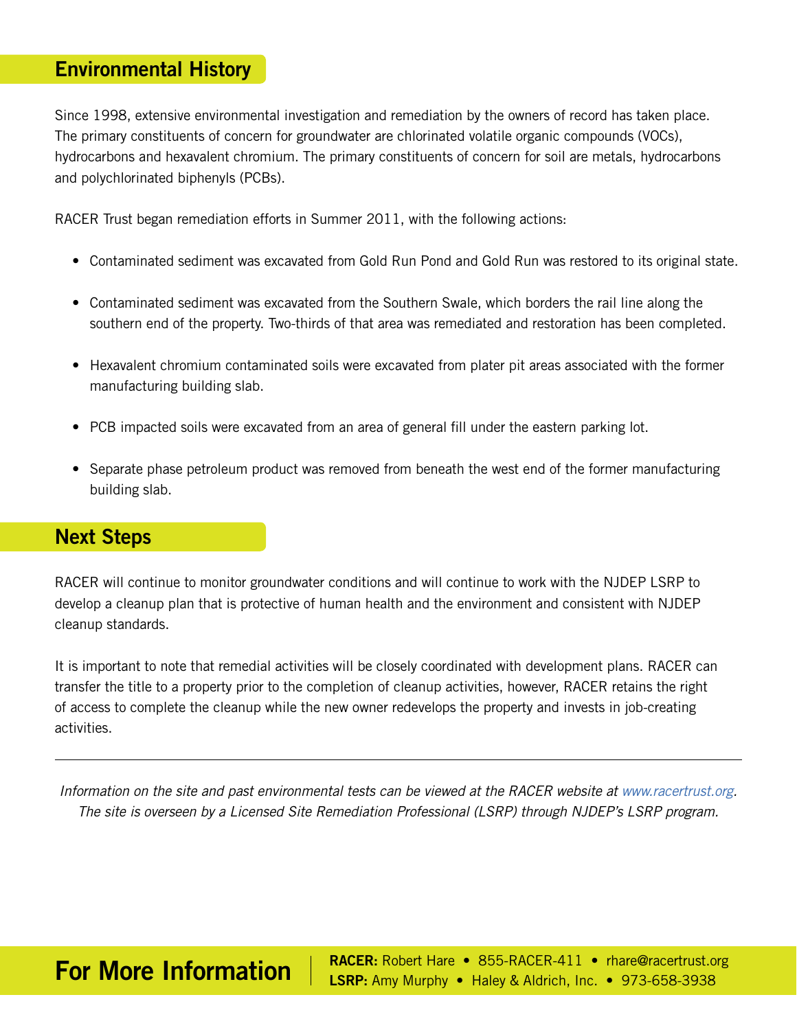## Environmental History

Since 1998, extensive environmental investigation and remediation by the owners of record has taken place. The primary constituents of concern for groundwater are chlorinated volatile organic compounds (VOCs), hydrocarbons and hexavalent chromium. The primary constituents of concern for soil are metals, hydrocarbons and polychlorinated biphenyls (PCBs).

RACER Trust began remediation efforts in Summer 2011, with the following actions:

- Contaminated sediment was excavated from Gold Run Pond and Gold Run was restored to its original state.
- Contaminated sediment was excavated from the Southern Swale, which borders the rail line along the southern end of the property. Two-thirds of that area was remediated and restoration has been completed.
- Hexavalent chromium contaminated soils were excavated from plater pit areas associated with the former manufacturing building slab.
- PCB impacted soils were excavated from an area of general fill under the eastern parking lot.
- Separate phase petroleum product was removed from beneath the west end of the former manufacturing building slab.

## Next Steps

RACER will continue to monitor groundwater conditions and will continue to work with the NJDEP LSRP to develop a cleanup plan that is protective of human health and the environment and consistent with NJDEP cleanup standards.

It is important to note that remedial activities will be closely coordinated with development plans. RACER can transfer the title to a property prior to the completion of cleanup activities, however, RACER retains the right of access to complete the cleanup while the new owner redevelops the property and invests in job-creating activities.

---

*Information on the site and past environmental tests can be viewed at the RACER website at www.racertrust.org. The site is overseen by a Licensed Site Remediation Professional (LSRP) through NJDEP's LSRP program.*

## For More Information

**RACER:** Robert Hare • 855-RACER-411 • rhare@racertrust.org
**LSRP:** Amy Murphy • Haley & Aldrich, Inc. • 973-658-3938